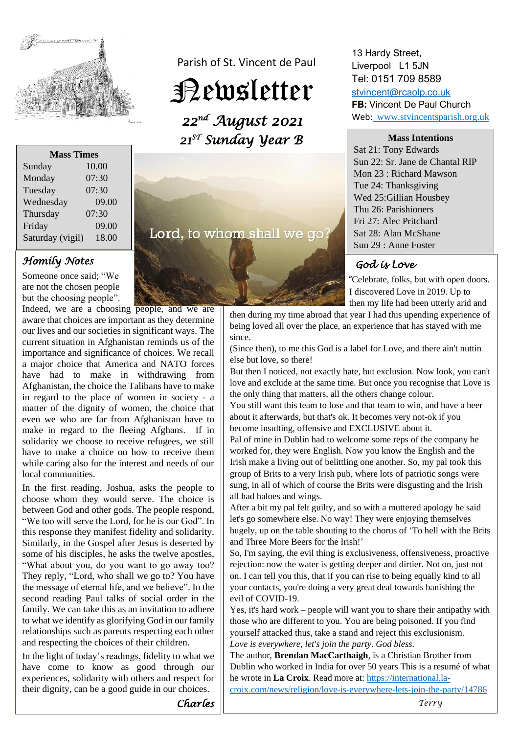Parish of St. Vincent de Paul

# Newsletter

*22nd August 2021*
*21ST Sunday Year B*

13 Hardy Street,
Liverpool L1 5JN
Tel: 0151 709 8589
stvincent@rcaolp.co.uk
**FB:** Vincent De Paul Church
Web: www.stvincentsparish.org.uk

| Mass Times | |
|---|---|
| Sunday | 10.00 |
| Monday | 07:30 |
| Tuesday | 07:30 |
| Wednesday | 09.00 |
| Thursday | 07:30 |
| Friday | 09.00 |
| Saturday (vigil) | 18.00 |

**Mass Intentions**

Sat 21: Tony Edwards
Sun 22: Sr. Jane de Chantal RIP
Mon 23 : Richard Mawson
Tue 24: Thanksgiving
Wed 25:Gillian Housbey
Thu 26: Parishioners
Fri 27: Alec Pritchard
Sat 28: Alan McShane
Sun 29 : Anne Foster

Lord, to whom shall we go?

## *Homily Notes*

Someone once said; "We are not the chosen people but the choosing people". Indeed, we are a choosing people, and we are aware that choices are important as they determine our lives and our societies in significant ways. The current situation in Afghanistan reminds us of the importance and significance of choices. We recall a major choice that America and NATO forces have had to make in withdrawing from Afghanistan, the choice the Talibans have to make in regard to the place of women in society - a matter of the dignity of women, the choice that even we who are far from Afghanistan have to make in regard to the fleeing Afghans. If in solidarity we choose to receive refugees, we still have to make a choice on how to receive them while caring also for the interest and needs of our local communities.

In the first reading, Joshua, asks the people to choose whom they would serve. The choice is between God and other gods. The people respond, "We too will serve the Lord, for he is our God". In this response they manifest fidelity and solidarity. Similarly, in the Gospel after Jesus is deserted by some of his disciples, he asks the twelve apostles, "What about you, do you want to go away too? They reply, "Lord, who shall we go to? You have the message of eternal life, and we believe". In the second reading Paul talks of social order in the family. We can take this as an invitation to adhere to what we identify as glorifying God in our family relationships such as parents respecting each other and respecting the choices of their children.

In the light of today's readings, fidelity to what we have come to know as good through our experiences, solidarity with others and respect for their dignity, can be a good guide in our choices.

*Charles*

## *God is Love*

"Celebrate, folks, but with open doors. I discovered Love in 2019. Up to then my life had been utterly arid and then during my time abroad that year I had this upending experience of being loved all over the place, an experience that has stayed with me since.

(Since then), to me this God is a label for Love, and there ain't nuttin else but love, so there!

But then I noticed, not exactly hate, but exclusion. Now look, you can't love and exclude at the same time. But once you recognise that Love is the only thing that matters, all the others change colour.

You still want this team to lose and that team to win, and have a beer about it afterwards, but that's ok. It becomes very not-ok if you become insulting, offensive and EXCLUSIVE about it.

Pal of mine in Dublin had to welcome some reps of the company he worked for, they were English. Now you know the English and the Irish make a living out of belittling one another. So, my pal took this group of Brits to a very Irish pub, where lots of patriotic songs were sung, in all of which of course the Brits were disgusting and the Irish all had haloes and wings.

After a bit my pal felt guilty, and so with a muttered apology he said let's go somewhere else. No way! They were enjoying themselves hugely, up on the table shouting to the chorus of 'To hell with the Brits and Three More Beers for the Irish!'

So, I'm saying, the evil thing is exclusiveness, offensiveness, proactive rejection: now the water is getting deeper and dirtier. Not on, just not on. I can tell you this, that if you can rise to being equally kind to all your contacts, you're doing a very great deal towards banishing the evil of COVID-19.

Yes, it's hard work – people will want you to share their antipathy with those who are different to you. You are being poisoned. If you find yourself attacked thus, take a stand and reject this exclusionism.

*Love is everywhere, let's join the party. God bless.*

The author, **Brendan MacCarthaigh**, is a Christian Brother from Dublin who worked in India for over 50 years This is a resumé of what he wrote in **La Croix**. Read more at: https://international.la-croix.com/news/religion/love-is-everywhere-lets-join-the-party/14786

*Terry*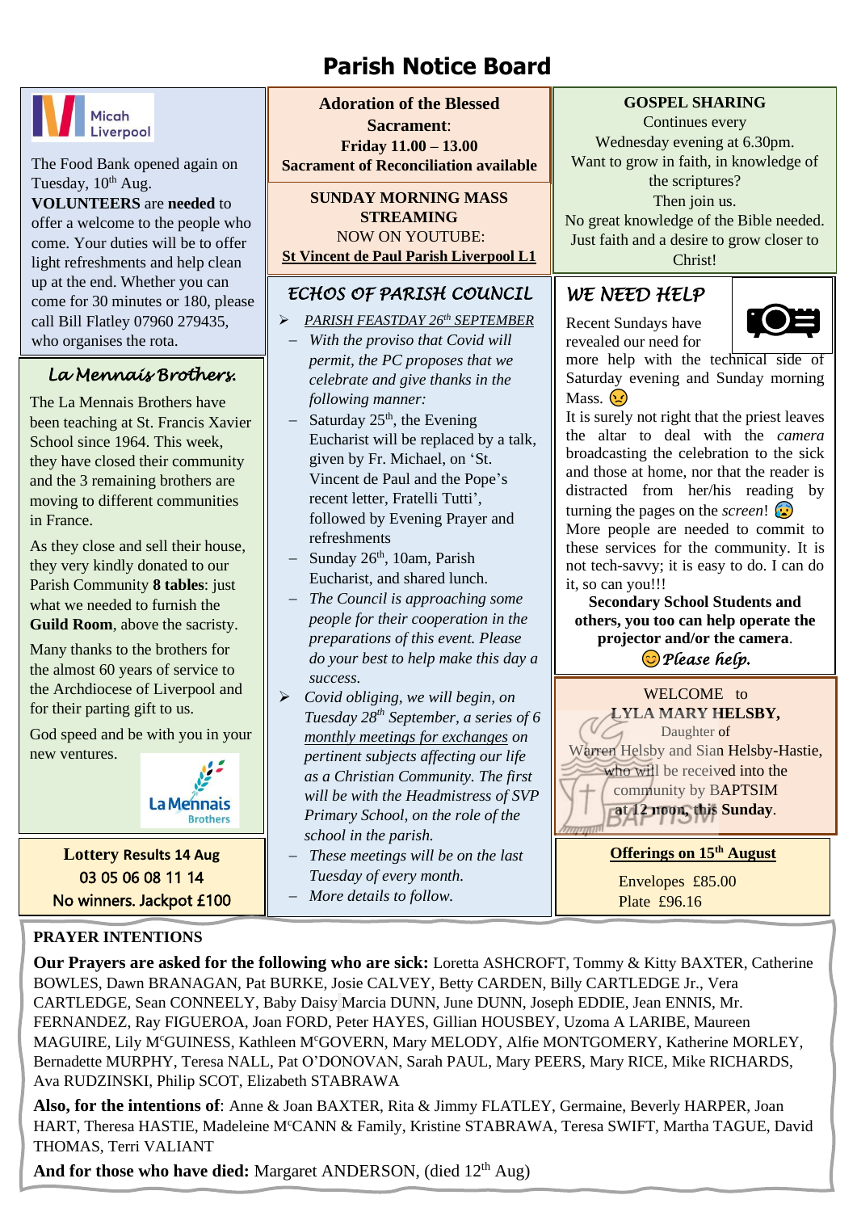# Parish Notice Board

Micah Liverpool

The Food Bank opened again on Tuesday, 10th Aug.
**VOLUNTEERS** are **needed** to offer a welcome to the people who come. Your duties will be to offer light refreshments and help clean up at the end. Whether you can come for 30 minutes or 180, please call Bill Flatley 07960 279435, who organises the rota.

## La Mennais Brothers.

The La Mennais Brothers have been teaching at St. Francis Xavier School since 1964. This week, they have closed their community and the 3 remaining brothers are moving to different communities in France.

As they close and sell their house, they very kindly donated to our Parish Community **8 tables**: just what we needed to furnish the **Guild Room**, above the sacristy.

Many thanks to the brothers for the almost 60 years of service to the Archdiocese of Liverpool and for their parting gift to us.

God speed and be with you in your new ventures.

La Mennais Brothers

**Lottery Results 14 Aug**
03 05 06 08 11 14
No winners. Jackpot £100

**Adoration of the Blessed Sacrament**:
**Friday 11.00 – 13.00**
**Sacrament of Reconciliation available**

**SUNDAY MORNING MASS STREAMING**
NOW ON YOUTUBE:
**St Vincent de Paul Parish Liverpool L1**

## ECHOS OF PARISH COUNCIL

- *PARISH FEASTDAY 26th SEPTEMBER*
  - *With the proviso that Covid will permit, the PC proposes that we celebrate and give thanks in the following manner:*
  - Saturday 25th, the Evening Eucharist will be replaced by a talk, given by Fr. Michael, on 'St. Vincent de Paul and the Pope's recent letter, Fratelli Tutti', followed by Evening Prayer and refreshments
  - Sunday 26th, 10am, Parish Eucharist, and shared lunch.
  - *The Council is approaching some people for their cooperation in the preparations of this event. Please do your best to help make this day a success.*
- *Covid obliging, we will begin, on Tuesday 28th September, a series of 6 monthly meetings for exchanges on pertinent subjects affecting our life as a Christian Community. The first will be with the Headmistress of SVP Primary School, on the role of the school in the parish.*
  - *These meetings will be on the last Tuesday of every month.*
  - *More details to follow.*

**GOSPEL SHARING**
Continues every Wednesday evening at 6.30pm.
Want to grow in faith, in knowledge of the scriptures?
Then join us.
No great knowledge of the Bible needed. Just faith and a desire to grow closer to Christ!

## WE NEED HELP

Recent Sundays have revealed our need for more help with the technical side of Saturday evening and Sunday morning Mass. ☹

It is surely not right that the priest leaves the altar to deal with the *camera* broadcasting the celebration to the sick and those at home, nor that the reader is distracted from her/his reading by turning the pages on the *screen*! 😨

More people are needed to commit to these services for the community. It is not tech-savvy; it is easy to do. I can do it, so can you!!!

**Secondary School Students and others, you too can help operate the projector and/or the camera**.

😊 ***Please help.***

WELCOME to
**LYLA MARY HELSBY,**
Daughter of
Warren Helsby and Sian Helsby-Hastie, who will be received into the community by BAPTSIM **at 12 noon, this Sunday**.

**Offerings on 15th August**

Envelopes £85.00
Plate £96.16

**PRAYER INTENTIONS**

**Our Prayers are asked for the following who are sick:** Loretta ASHCROFT, Tommy & Kitty BAXTER, Catherine BOWLES, Dawn BRANAGAN, Pat BURKE, Josie CALVEY, Betty CARDEN, Billy CARTLEDGE Jr., Vera CARTLEDGE, Sean CONNEELY, Baby Daisy Marcia DUNN, June DUNN, Joseph EDDIE, Jean ENNIS, Mr. FERNANDEZ, Ray FIGUEROA, Joan FORD, Peter HAYES, Gillian HOUSBEY, Uzoma A LARIBE, Maureen MAGUIRE, Lily McGUINESS, Kathleen McGOVERN, Mary MELODY, Alfie MONTGOMERY, Katherine MORLEY, Bernadette MURPHY, Teresa NALL, Pat O'DONOVAN, Sarah PAUL, Mary PEERS, Mary RICE, Mike RICHARDS, Ava RUDZINSKI, Philip SCOT, Elizabeth STABRAWA

**Also, for the intentions of**: Anne & Joan BAXTER, Rita & Jimmy FLATLEY, Germaine, Beverly HARPER, Joan HART, Theresa HASTIE, Madeleine McCANN & Family, Kristine STABRAWA, Teresa SWIFT, Martha TAGUE, David THOMAS, Terri VALIANT

**And for those who have died:** Margaret ANDERSON, (died 12th Aug)